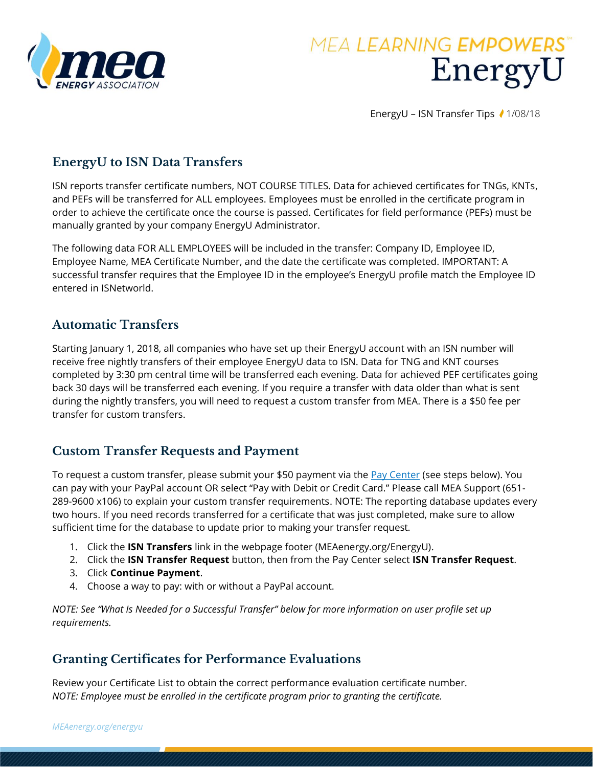EnergyU – ISN Transfer Tips 1/08/18

## EnergyU to ISN Data Transfers

ISN reports transfer certificate numbers, NOT COURSE TITLES. Data for achieved certificates for TNGs, KNTs, and PEFs will be transferred for ALL employees. Employees must be enrolled in the certificate program in order to achieve the certificate once the course is passed. Certificates for field performance (PEFs) must be manually granted by your company EnergyU Administrator.

The following data FOR ALL EMPLOYEES will be included in the transfer: Company ID, Employee ID, Employee Name, MEA Certificate Number, and the date the certificate was completed. IMPORTANT: A successful transfer requires that the Employee ID in the employee's EnergyU profile match the Employee ID entered in ISNetworld.

## Automatic Transfers

Starting January 1, 2018, all companies who have set up their EnergyU account with an ISN number will receive free nightly transfers of their employee EnergyU data to ISN. Data for TNG and KNT courses completed by 3:30 pm central time will be transferred each evening. Data for achieved PEF certificates going back 30 days will be transferred each evening. If you require a transfer with data older than what is sent during the nightly transfers, you will need to request a custom transfer from MEA. There is a $50 fee per transfer for custom transfers.

## Custom Transfer Requests and Payment

To request a custom transfer, please submit your $50 payment via the Pay Center (see steps below). You can pay with your PayPal account OR select "Pay with Debit or Credit Card." Please call MEA Support (651-289-9600 x106) to explain your custom transfer requirements. NOTE: The reporting database updates every two hours. If you need records transferred for a certificate that was just completed, make sure to allow sufficient time for the database to update prior to making your transfer request.

1. Click the **ISN Transfers** link in the webpage footer (MEAenergy.org/EnergyU).
2. Click the **ISN Transfer Request** button, then from the Pay Center select **ISN Transfer Request**.
3. Click **Continue Payment**.
4. Choose a way to pay: with or without a PayPal account.

*NOTE: See "What Is Needed for a Successful Transfer" below for more information on user profile set up requirements.*

## Granting Certificates for Performance Evaluations

Review your Certificate List to obtain the correct performance evaluation certificate number.
*NOTE: Employee must be enrolled in the certificate program prior to granting the certificate.*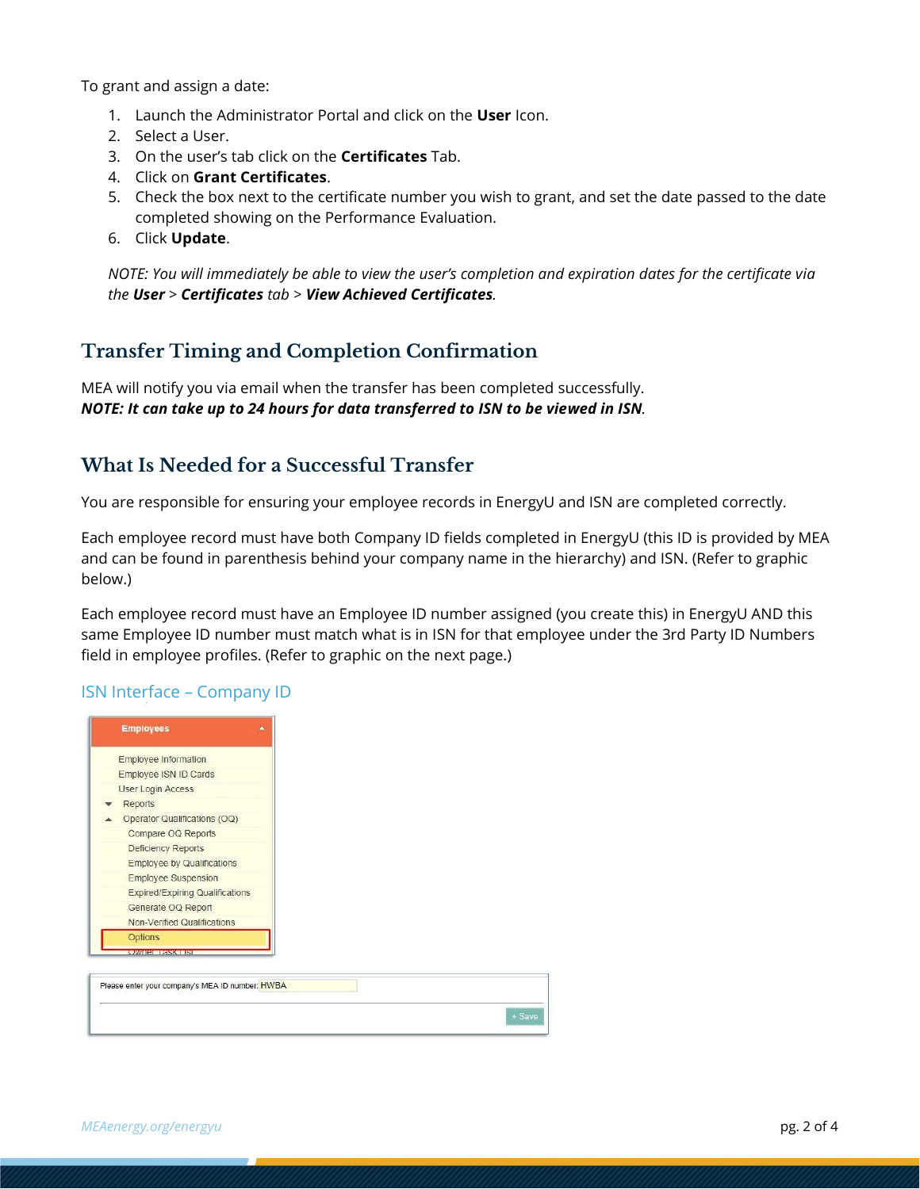To grant and assign a date:

1. Launch the Administrator Portal and click on the **User** Icon.
2. Select a User.
3. On the user's tab click on the **Certificates** Tab.
4. Click on **Grant Certificates**.
5. Check the box next to the certificate number you wish to grant, and set the date passed to the date completed showing on the Performance Evaluation.
6. Click **Update**.

*NOTE: You will immediately be able to view the user's completion and expiration dates for the certificate via the **User** > **Certificates** tab > **View Achieved Certificates**.*

## Transfer Timing and Completion Confirmation

MEA will notify you via email when the transfer has been completed successfully.
***NOTE: It can take up to 24 hours for data transferred to ISN to be viewed in ISN.***

## What Is Needed for a Successful Transfer

You are responsible for ensuring your employee records in EnergyU and ISN are completed correctly.

Each employee record must have both Company ID fields completed in EnergyU (this ID is provided by MEA and can be found in parenthesis behind your company name in the hierarchy) and ISN. (Refer to graphic below.)

Each employee record must have an Employee ID number assigned (you create this) in EnergyU AND this same Employee ID number must match what is in ISN for that employee under the 3rd Party ID Numbers field in employee profiles. (Refer to graphic on the next page.)

### ISN Interface – Company ID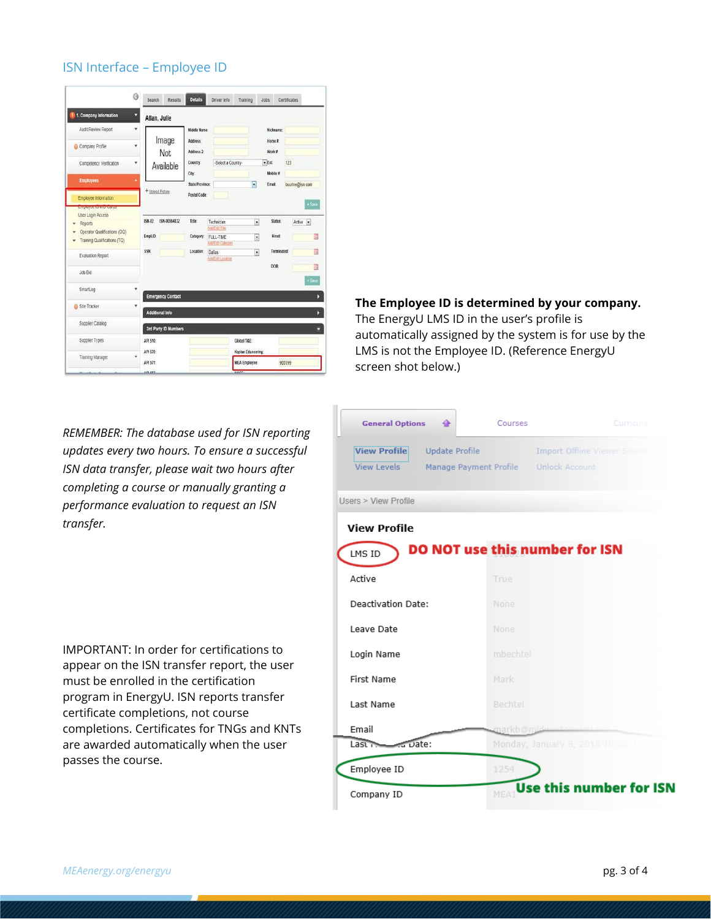## ISN Interface – Employee ID

**The Employee ID is determined by your company.** The EnergyU LMS ID in the user's profile is automatically assigned by the system is for use by the LMS is not the Employee ID. (Reference EnergyU screen shot below.)

*REMEMBER: The database used for ISN reporting updates every two hours. To ensure a successful ISN data transfer, please wait two hours after completing a course or manually granting a performance evaluation to request an ISN transfer.*

IMPORTANT: In order for certifications to appear on the ISN transfer report, the user must be enrolled in the certification program in EnergyU. ISN reports transfer certificate completions, not course completions. Certificates for TNGs and KNTs are awarded automatically when the user passes the course.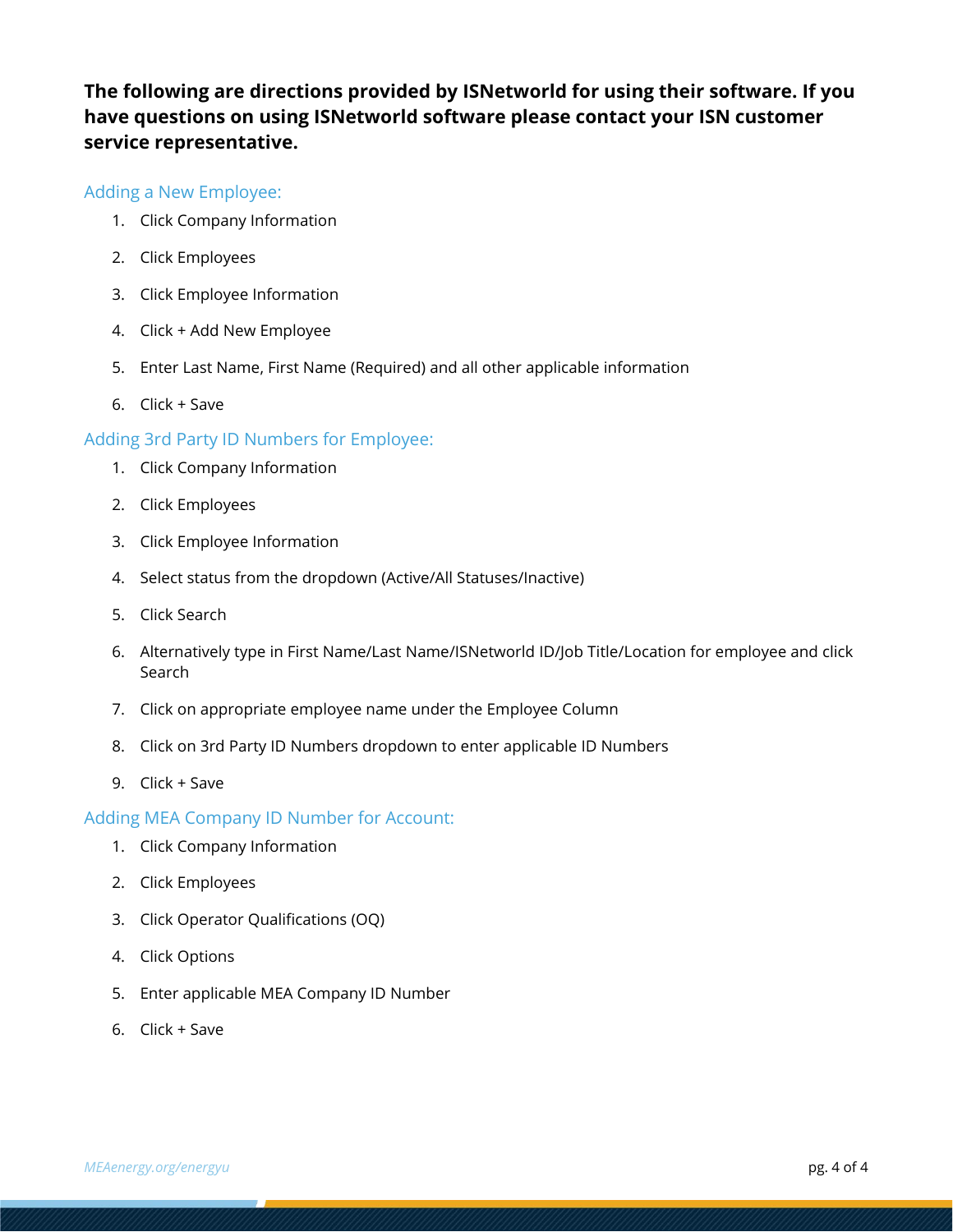**The following are directions provided by ISNetworld for using their software. If you have questions on using ISNetworld software please contact your ISN customer service representative.**

## Adding a New Employee:

1. Click Company Information
2. Click Employees
3. Click Employee Information
4. Click + Add New Employee
5. Enter Last Name, First Name (Required) and all other applicable information
6. Click + Save

## Adding 3rd Party ID Numbers for Employee:

1. Click Company Information
2. Click Employees
3. Click Employee Information
4. Select status from the dropdown (Active/All Statuses/Inactive)
5. Click Search
6. Alternatively type in First Name/Last Name/ISNetworld ID/Job Title/Location for employee and click Search
7. Click on appropriate employee name under the Employee Column
8. Click on 3rd Party ID Numbers dropdown to enter applicable ID Numbers
9. Click + Save

## Adding MEA Company ID Number for Account:

1. Click Company Information
2. Click Employees
3. Click Operator Qualifications (OQ)
4. Click Options
5. Enter applicable MEA Company ID Number
6. Click + Save

*MEAenergy.org/energyu*